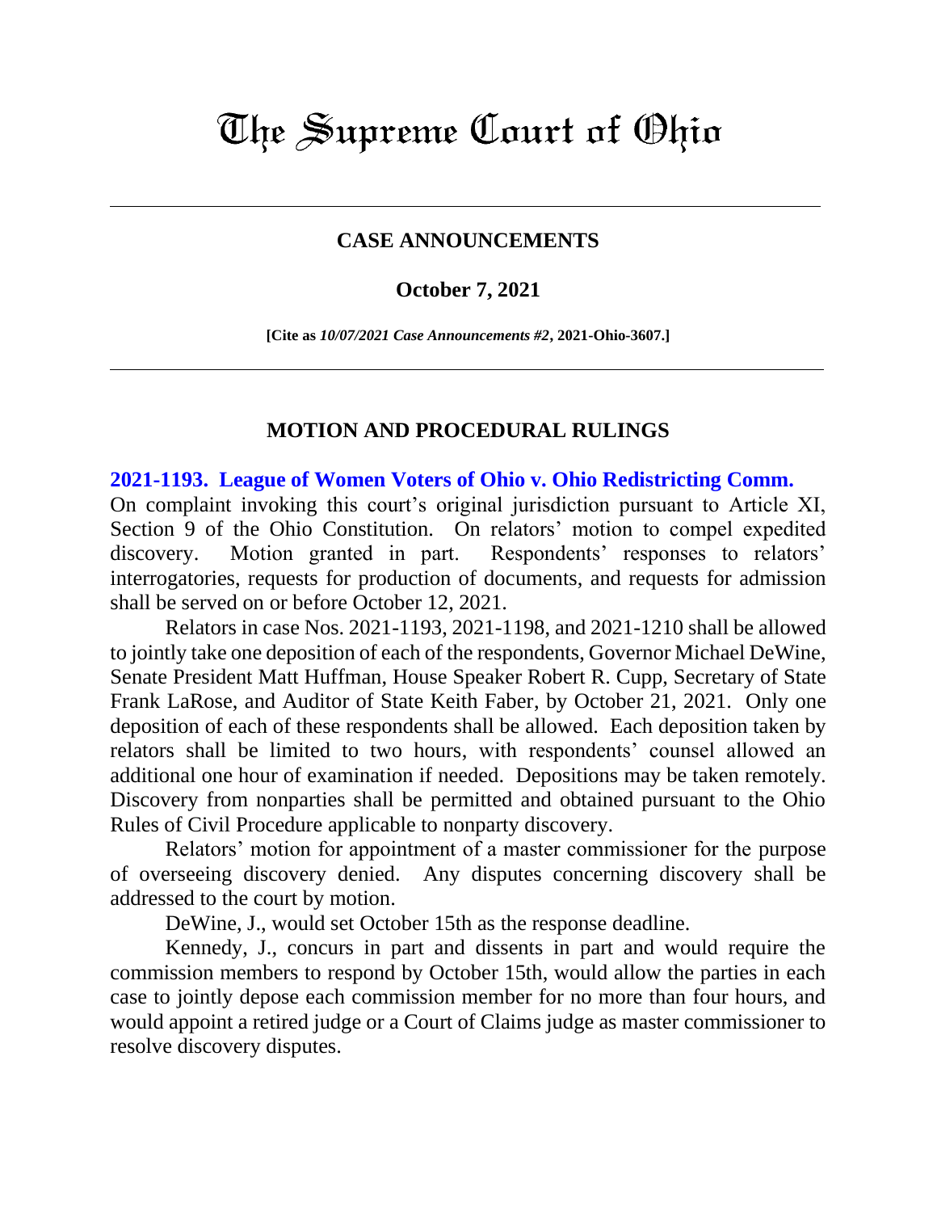# The Supreme Court of Ohio

## CASE ANNOUNCEMENTS

### October 7, 2021

**[Cite as *10/07/2021 Case Announcements #2*, 2021-Ohio-3607.]**

## MOTION AND PROCEDURAL RULINGS

**2021-1193. League of Women Voters of Ohio v. Ohio Redistricting Comm.**

On complaint invoking this court's original jurisdiction pursuant to Article XI, Section 9 of the Ohio Constitution. On relators' motion to compel expedited discovery. Motion granted in part. Respondents' responses to relators' interrogatories, requests for production of documents, and requests for admission shall be served on or before October 12, 2021.

Relators in case Nos. 2021-1193, 2021-1198, and 2021-1210 shall be allowed to jointly take one deposition of each of the respondents, Governor Michael DeWine, Senate President Matt Huffman, House Speaker Robert R. Cupp, Secretary of State Frank LaRose, and Auditor of State Keith Faber, by October 21, 2021. Only one deposition of each of these respondents shall be allowed. Each deposition taken by relators shall be limited to two hours, with respondents' counsel allowed an additional one hour of examination if needed. Depositions may be taken remotely. Discovery from nonparties shall be permitted and obtained pursuant to the Ohio Rules of Civil Procedure applicable to nonparty discovery.

Relators' motion for appointment of a master commissioner for the purpose of overseeing discovery denied. Any disputes concerning discovery shall be addressed to the court by motion.

DeWine, J., would set October 15th as the response deadline.

Kennedy, J., concurs in part and dissents in part and would require the commission members to respond by October 15th, would allow the parties in each case to jointly depose each commission member for no more than four hours, and would appoint a retired judge or a Court of Claims judge as master commissioner to resolve discovery disputes.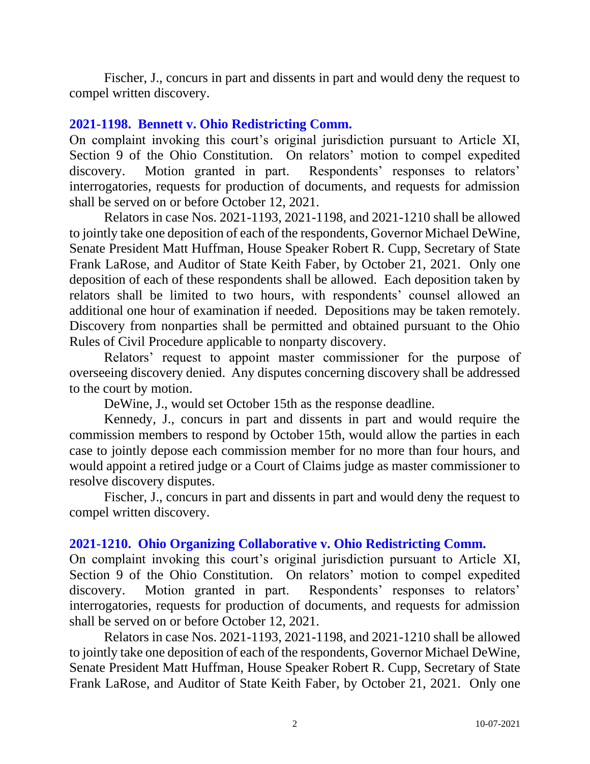Fischer, J., concurs in part and dissents in part and would deny the request to compel written discovery.

### 2021-1198. Bennett v. Ohio Redistricting Comm.

On complaint invoking this court's original jurisdiction pursuant to Article XI, Section 9 of the Ohio Constitution. On relators' motion to compel expedited discovery. Motion granted in part. Respondents' responses to relators' interrogatories, requests for production of documents, and requests for admission shall be served on or before October 12, 2021.

Relators in case Nos. 2021-1193, 2021-1198, and 2021-1210 shall be allowed to jointly take one deposition of each of the respondents, Governor Michael DeWine, Senate President Matt Huffman, House Speaker Robert R. Cupp, Secretary of State Frank LaRose, and Auditor of State Keith Faber, by October 21, 2021. Only one deposition of each of these respondents shall be allowed. Each deposition taken by relators shall be limited to two hours, with respondents' counsel allowed an additional one hour of examination if needed. Depositions may be taken remotely. Discovery from nonparties shall be permitted and obtained pursuant to the Ohio Rules of Civil Procedure applicable to nonparty discovery.

Relators' request to appoint master commissioner for the purpose of overseeing discovery denied. Any disputes concerning discovery shall be addressed to the court by motion.

DeWine, J., would set October 15th as the response deadline.

Kennedy, J., concurs in part and dissents in part and would require the commission members to respond by October 15th, would allow the parties in each case to jointly depose each commission member for no more than four hours, and would appoint a retired judge or a Court of Claims judge as master commissioner to resolve discovery disputes.

Fischer, J., concurs in part and dissents in part and would deny the request to compel written discovery.

### 2021-1210. Ohio Organizing Collaborative v. Ohio Redistricting Comm.

On complaint invoking this court's original jurisdiction pursuant to Article XI, Section 9 of the Ohio Constitution. On relators' motion to compel expedited discovery. Motion granted in part. Respondents' responses to relators' interrogatories, requests for production of documents, and requests for admission shall be served on or before October 12, 2021.

Relators in case Nos. 2021-1193, 2021-1198, and 2021-1210 shall be allowed to jointly take one deposition of each of the respondents, Governor Michael DeWine, Senate President Matt Huffman, House Speaker Robert R. Cupp, Secretary of State Frank LaRose, and Auditor of State Keith Faber, by October 21, 2021. Only one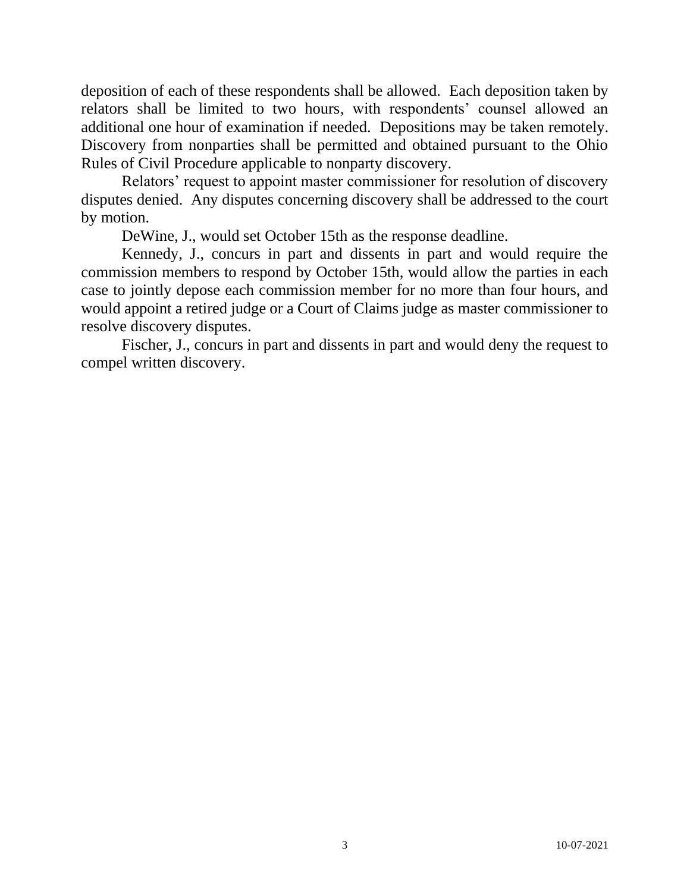deposition of each of these respondents shall be allowed. Each deposition taken by relators shall be limited to two hours, with respondents' counsel allowed an additional one hour of examination if needed. Depositions may be taken remotely. Discovery from nonparties shall be permitted and obtained pursuant to the Ohio Rules of Civil Procedure applicable to nonparty discovery.

Relators' request to appoint master commissioner for resolution of discovery disputes denied. Any disputes concerning discovery shall be addressed to the court by motion.

DeWine, J., would set October 15th as the response deadline.

Kennedy, J., concurs in part and dissents in part and would require the commission members to respond by October 15th, would allow the parties in each case to jointly depose each commission member for no more than four hours, and would appoint a retired judge or a Court of Claims judge as master commissioner to resolve discovery disputes.

Fischer, J., concurs in part and dissents in part and would deny the request to compel written discovery.